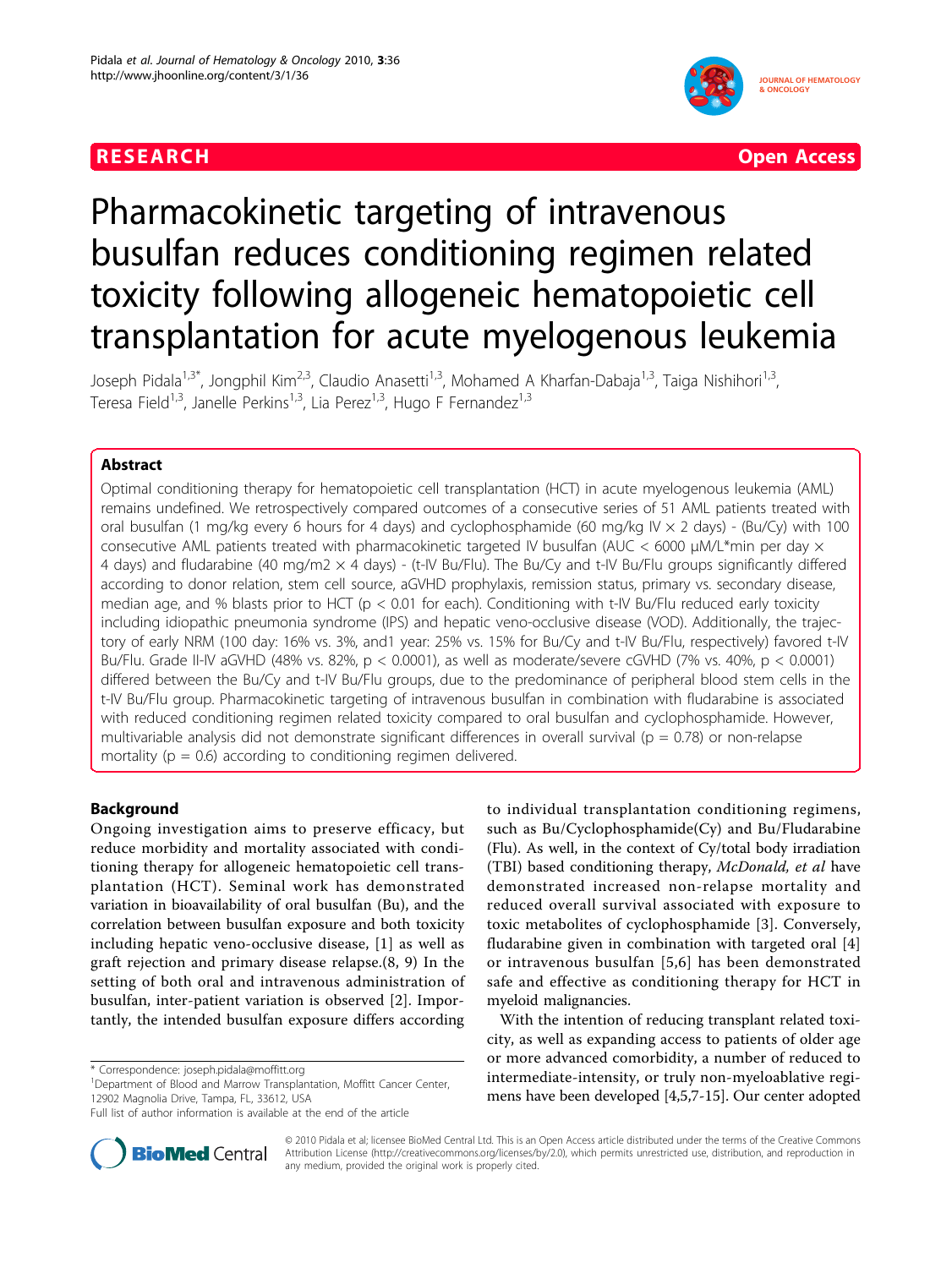RESEARCH Open Access

# Pharmacokinetic targeting of intravenous busulfan reduces conditioning regimen related toxicity following allogeneic hematopoietic cell transplantation for acute myelogenous leukemia

Joseph Pidala[1,3*], Jongphil Kim[2,3], Claudio Anasetti[1,3], Mohamed A Kharfan-Dabaja[1,3], Taiga Nishihori[1,3], Teresa Field[1,3], Janelle Perkins[1,3], Lia Perez[1,3], Hugo F Fernandez[1,3]

## Abstract

Optimal conditioning therapy for hematopoietic cell transplantation (HCT) in acute myelogenous leukemia (AML) remains undefined. We retrospectively compared outcomes of a consecutive series of 51 AML patients treated with oral busulfan (1 mg/kg every 6 hours for 4 days) and cyclophosphamide (60 mg/kg IV × 2 days) - (Bu/Cy) with 100 consecutive AML patients treated with pharmacokinetic targeted IV busulfan (AUC < 6000 μM/L*min per day × 4 days) and fludarabine (40 mg/m2 × 4 days) - (t-IV Bu/Flu). The Bu/Cy and t-IV Bu/Flu groups significantly differed according to donor relation, stem cell source, aGVHD prophylaxis, remission status, primary vs. secondary disease, median age, and % blasts prior to HCT ($p < 0.01$ for each). Conditioning with t-IV Bu/Flu reduced early toxicity including idiopathic pneumonia syndrome (IPS) and hepatic veno-occlusive disease (VOD). Additionally, the trajectory of early NRM (100 day: 16% vs. 3%, and1 year: 25% vs. 15% for Bu/Cy and t-IV Bu/Flu, respectively) favored t-IV Bu/Flu. Grade II-IV aGVHD (48% vs. 82%, $p < 0.0001$), as well as moderate/severe cGVHD (7% vs. 40%, $p < 0.0001$) differed between the Bu/Cy and t-IV Bu/Flu groups, due to the predominance of peripheral blood stem cells in the t-IV Bu/Flu group. Pharmacokinetic targeting of intravenous busulfan in combination with fludarabine is associated with reduced conditioning regimen related toxicity compared to oral busulfan and cyclophosphamide. However, multivariable analysis did not demonstrate significant differences in overall survival ($p = 0.78$) or non-relapse mortality ($p = 0.6$) according to conditioning regimen delivered.

## Background

Ongoing investigation aims to preserve efficacy, but reduce morbidity and mortality associated with conditioning therapy for allogeneic hematopoietic cell transplantation (HCT). Seminal work has demonstrated variation in bioavailability of oral busulfan (Bu), and the correlation between busulfan exposure and both toxicity including hepatic veno-occlusive disease, [1] as well as graft rejection and primary disease relapse.(8, 9) In the setting of both oral and intravenous administration of busulfan, inter-patient variation is observed [2]. Importantly, the intended busulfan exposure differs according to individual transplantation conditioning regimens, such as Bu/Cyclophosphamide(Cy) and Bu/Fludarabine (Flu). As well, in the context of Cy/total body irradiation (TBI) based conditioning therapy, *McDonald, et al* have demonstrated increased non-relapse mortality and reduced overall survival associated with exposure to toxic metabolites of cyclophosphamide [3]. Conversely, fludarabine given in combination with targeted oral [4] or intravenous busulfan [5,6] has been demonstrated safe and effective as conditioning therapy for HCT in myeloid malignancies.

With the intention of reducing transplant related toxicity, as well as expanding access to patients of older age or more advanced comorbidity, a number of reduced to intermediate-intensity, or truly non-myeloablative regimens have been developed [4,5,7-15]. Our center adopted

\* Correspondence: joseph.pidala@moffitt.org

[1]Department of Blood and Marrow Transplantation, Moffitt Cancer Center, 12902 Magnolia Drive, Tampa, FL, 33612, USA

Full list of author information is available at the end of the article

© 2010 Pidala et al; licensee BioMed Central Ltd. This is an Open Access article distributed under the terms of the Creative Commons Attribution License (http://creativecommons.org/licenses/by/2.0), which permits unrestricted use, distribution, and reproduction in any medium, provided the original work is properly cited.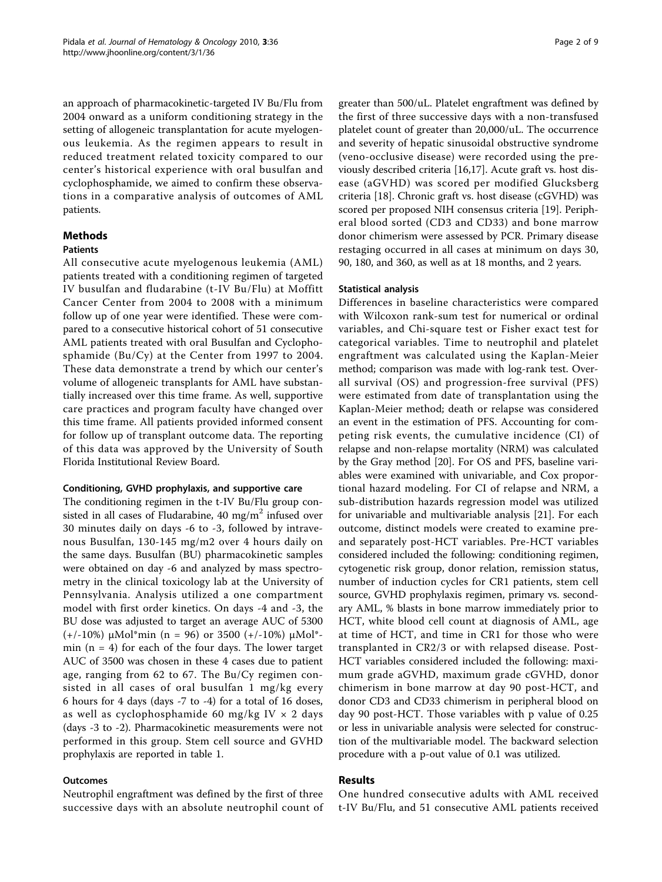an approach of pharmacokinetic-targeted IV Bu/Flu from 2004 onward as a uniform conditioning strategy in the setting of allogeneic transplantation for acute myelogenous leukemia. As the regimen appears to result in reduced treatment related toxicity compared to our center's historical experience with oral busulfan and cyclophosphamide, we aimed to confirm these observations in a comparative analysis of outcomes of AML patients.

## Methods

### Patients

All consecutive acute myelogenous leukemia (AML) patients treated with a conditioning regimen of targeted IV busulfan and fludarabine (t-IV Bu/Flu) at Moffitt Cancer Center from 2004 to 2008 with a minimum follow up of one year were identified. These were compared to a consecutive historical cohort of 51 consecutive AML patients treated with oral Busulfan and Cyclophosphamide (Bu/Cy) at the Center from 1997 to 2004. These data demonstrate a trend by which our center's volume of allogeneic transplants for AML have substantially increased over this time frame. As well, supportive care practices and program faculty have changed over this time frame. All patients provided informed consent for follow up of transplant outcome data. The reporting of this data was approved by the University of South Florida Institutional Review Board.

### Conditioning, GVHD prophylaxis, and supportive care

The conditioning regimen in the t-IV Bu/Flu group consisted in all cases of Fludarabine, 40 mg/m$^2$ infused over 30 minutes daily on days -6 to -3, followed by intravenous Busulfan, 130-145 mg/m2 over 4 hours daily on the same days. Busulfan (BU) pharmacokinetic samples were obtained on day -6 and analyzed by mass spectrometry in the clinical toxicology lab at the University of Pennsylvania. Analysis utilized a one compartment model with first order kinetics. On days -4 and -3, the BU dose was adjusted to target an average AUC of 5300 (+/-10%) μMol*min (n = 96) or 3500 (+/-10%) μMol*min (n = 4) for each of the four days. The lower target AUC of 3500 was chosen in these 4 cases due to patient age, ranging from 62 to 67. The Bu/Cy regimen consisted in all cases of oral busulfan 1 mg/kg every 6 hours for 4 days (days -7 to -4) for a total of 16 doses, as well as cyclophosphamide 60 mg/kg IV × 2 days (days -3 to -2). Pharmacokinetic measurements were not performed in this group. Stem cell source and GVHD prophylaxis are reported in table 1.

### Outcomes

Neutrophil engraftment was defined by the first of three successive days with an absolute neutrophil count of greater than 500/uL. Platelet engraftment was defined by the first of three successive days with a non-transfused platelet count of greater than 20,000/uL. The occurrence and severity of hepatic sinusoidal obstructive syndrome (veno-occlusive disease) were recorded using the previously described criteria [16,17]. Acute graft vs. host disease (aGVHD) was scored per modified Glucksberg criteria [18]. Chronic graft vs. host disease (cGVHD) was scored per proposed NIH consensus criteria [19]. Peripheral blood sorted (CD3 and CD33) and bone marrow donor chimerism were assessed by PCR. Primary disease restaging occurred in all cases at minimum on days 30, 90, 180, and 360, as well as at 18 months, and 2 years.

### Statistical analysis

Differences in baseline characteristics were compared with Wilcoxon rank-sum test for numerical or ordinal variables, and Chi-square test or Fisher exact test for categorical variables. Time to neutrophil and platelet engraftment was calculated using the Kaplan-Meier method; comparison was made with log-rank test. Overall survival (OS) and progression-free survival (PFS) were estimated from date of transplantation using the Kaplan-Meier method; death or relapse was considered an event in the estimation of PFS. Accounting for competing risk events, the cumulative incidence (CI) of relapse and non-relapse mortality (NRM) was calculated by the Gray method [20]. For OS and PFS, baseline variables were examined with univariable, and Cox proportional hazard modeling. For CI of relapse and NRM, a sub-distribution hazards regression model was utilized for univariable and multivariable analysis [21]. For each outcome, distinct models were created to examine pre- and separately post-HCT variables. Pre-HCT variables considered included the following: conditioning regimen, cytogenetic risk group, donor relation, remission status, number of induction cycles for CR1 patients, stem cell source, GVHD prophylaxis regimen, primary vs. secondary AML, % blasts in bone marrow immediately prior to HCT, white blood cell count at diagnosis of AML, age at time of HCT, and time in CR1 for those who were transplanted in CR2/3 or with relapsed disease. Post-HCT variables considered included the following: maximum grade aGVHD, maximum grade cGVHD, donor chimerism in bone marrow at day 90 post-HCT, and donor CD3 and CD33 chimerism in peripheral blood on day 90 post-HCT. Those variables with p value of 0.25 or less in univariable analysis were selected for construction of the multivariable model. The backward selection procedure with a p-out value of 0.1 was utilized.

## Results

One hundred consecutive adults with AML received t-IV Bu/Flu, and 51 consecutive AML patients received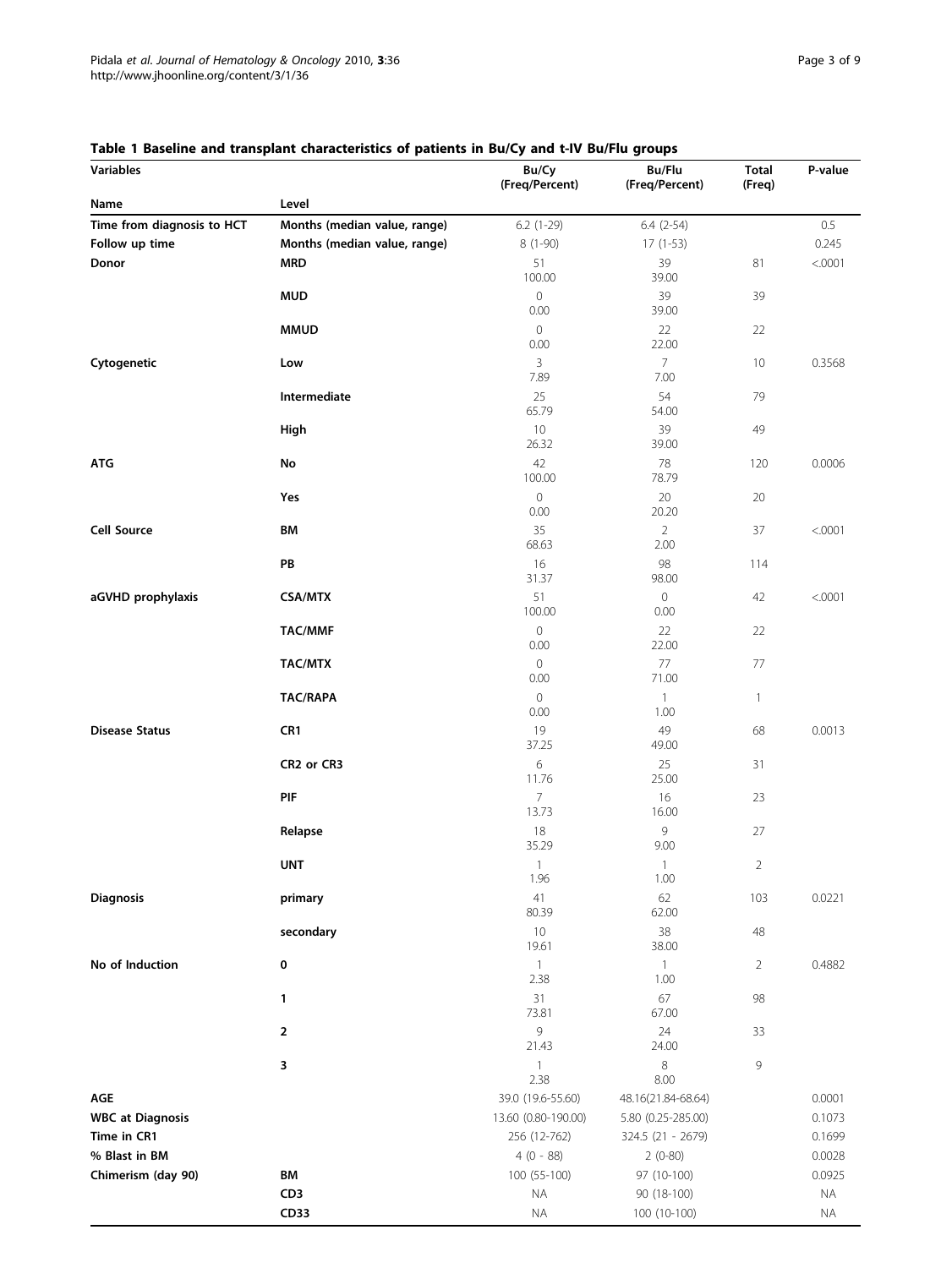**Table 1 Baseline and transplant characteristics of patients in Bu/Cy and t-IV Bu/Flu groups**

| Variables | | Bu/Cy (Freq/Percent) | Bu/Flu (Freq/Percent) | Total (Freq) | P-value |
|---|---|---|---|---|---|
| **Name** | **Level** | | | | |
| **Time from diagnosis to HCT** | **Months (median value, range)** | 6.2 (1-29) | 6.4 (2-54) | | 0.5 |
| **Follow up time** | **Months (median value, range)** | 8 (1-90) | 17 (1-53) | | 0.245 |
| **Donor** | **MRD** | 51<br>100.00 | 39<br>39.00 | 81 | <.0001 |
| | **MUD** | 0<br>0.00 | 39<br>39.00 | 39 | |
| | **MMUD** | 0<br>0.00 | 22<br>22.00 | 22 | |
| **Cytogenetic** | **Low** | 3<br>7.89 | 7<br>7.00 | 10 | 0.3568 |
| | **Intermediate** | 25<br>65.79 | 54<br>54.00 | 79 | |
| | **High** | 10<br>26.32 | 39<br>39.00 | 49 | |
| **ATG** | **No** | 42<br>100.00 | 78<br>78.79 | 120 | 0.0006 |
| | **Yes** | 0<br>0.00 | 20<br>20.20 | 20 | |
| **Cell Source** | **BM** | 35<br>68.63 | 2<br>2.00 | 37 | <.0001 |
| | **PB** | 16<br>31.37 | 98<br>98.00 | 114 | |
| **aGVHD prophylaxis** | **CSA/MTX** | 51<br>100.00 | 0<br>0.00 | 42 | <.0001 |
| | **TAC/MMF** | 0<br>0.00 | 22<br>22.00 | 22 | |
| | **TAC/MTX** | 0<br>0.00 | 77<br>71.00 | 77 | |
| | **TAC/RAPA** | 0<br>0.00 | 1<br>1.00 | 1 | |
| **Disease Status** | **CR1** | 19<br>37.25 | 49<br>49.00 | 68 | 0.0013 |
| | **CR2 or CR3** | 6<br>11.76 | 25<br>25.00 | 31 | |
| | **PIF** | 7<br>13.73 | 16<br>16.00 | 23 | |
| | **Relapse** | 18<br>35.29 | 9<br>9.00 | 27 | |
| | **UNT** | 1<br>1.96 | 1<br>1.00 | 2 | |
| **Diagnosis** | **primary** | 41<br>80.39 | 62<br>62.00 | 103 | 0.0221 |
| | **secondary** | 10<br>19.61 | 38<br>38.00 | 48 | |
| **No of Induction** | **0** | 1<br>2.38 | 1<br>1.00 | 2 | 0.4882 |
| | **1** | 31<br>73.81 | 67<br>67.00 | 98 | |
| | **2** | 9<br>21.43 | 24<br>24.00 | 33 | |
| | **3** | 1<br>2.38 | 8<br>8.00 | 9 | |
| **AGE** | | 39.0 (19.6-55.60) | 48.16(21.84-68.64) | | 0.0001 |
| **WBC at Diagnosis** | | 13.60 (0.80-190.00) | 5.80 (0.25-285.00) | | 0.1073 |
| **Time in CR1** | | 256 (12-762) | 324.5 (21 - 2679) | | 0.1699 |
| **% Blast in BM** | | 4 (0 - 88) | 2 (0-80) | | 0.0028 |
| **Chimerism (day 90)** | **BM** | 100 (55-100) | 97 (10-100) | | 0.0925 |
| | **CD3** | NA | 90 (18-100) | | NA |
| | **CD33** | NA | 100 (10-100) | | NA |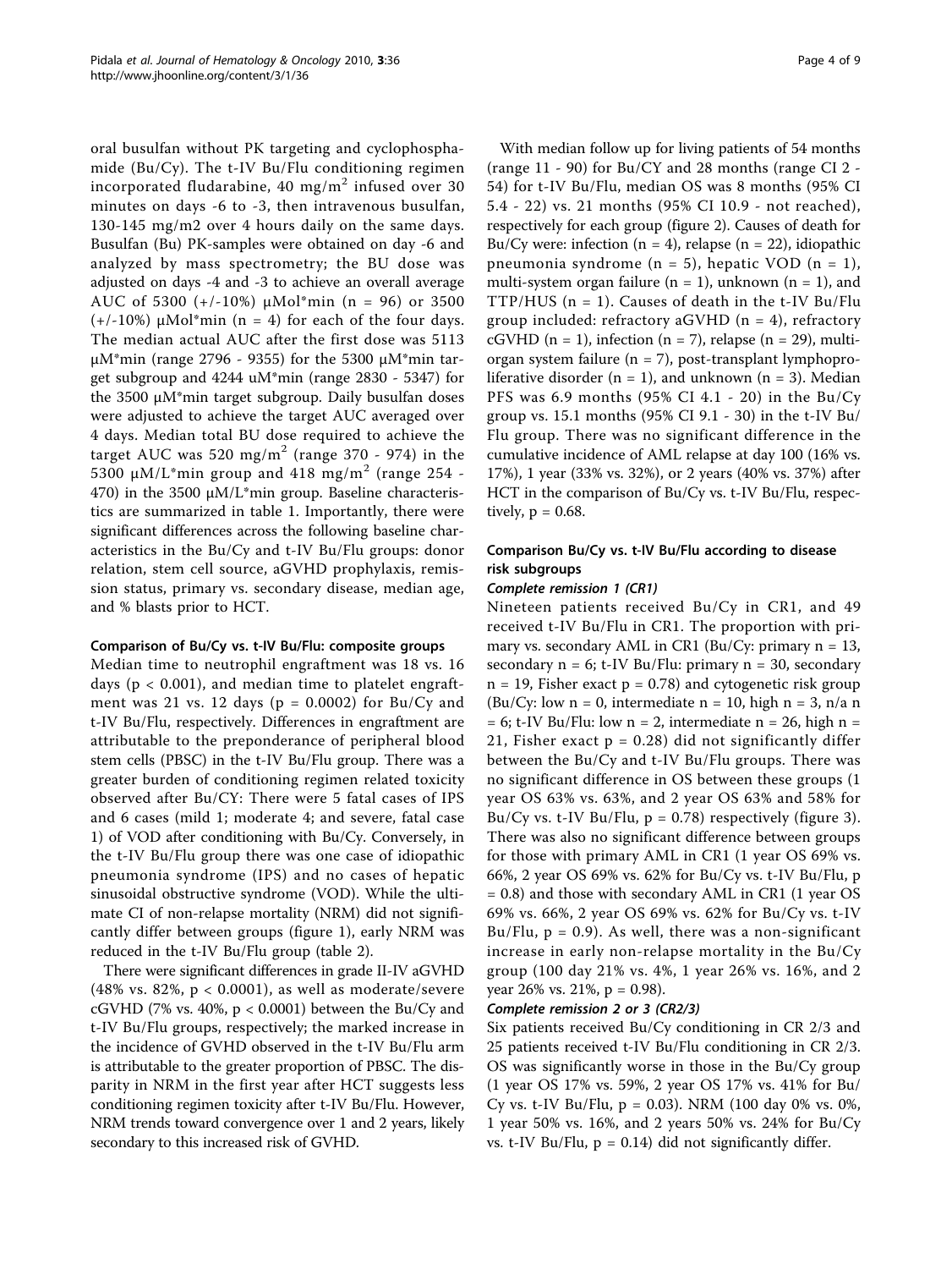oral busulfan without PK targeting and cyclophosphamide (Bu/Cy). The t-IV Bu/Flu conditioning regimen incorporated fludarabine, 40 mg/$m^2$ infused over 30 minutes on days -6 to -3, then intravenous busulfan, 130-145 mg/m2 over 4 hours daily on the same days. Busulfan (Bu) PK-samples were obtained on day -6 and analyzed by mass spectrometry; the BU dose was adjusted on days -4 and -3 to achieve an overall average AUC of 5300 (+/-10%) μMol*min (n = 96) or 3500 (+/-10%) μMol*min (n = 4) for each of the four days. The median actual AUC after the first dose was 5113 μM*min (range 2796 - 9355) for the 5300 μM*min target subgroup and 4244 uM*min (range 2830 - 5347) for the 3500 μM*min target subgroup. Daily busulfan doses were adjusted to achieve the target AUC averaged over 4 days. Median total BU dose required to achieve the target AUC was 520 mg/$m^2$ (range 370 - 974) in the 5300 μM/L*min group and 418 mg/$m^2$ (range 254 - 470) in the 3500 μM/L*min group. Baseline characteristics are summarized in table 1. Importantly, there were significant differences across the following baseline characteristics in the Bu/Cy and t-IV Bu/Flu groups: donor relation, stem cell source, aGVHD prophylaxis, remission status, primary vs. secondary disease, median age, and % blasts prior to HCT.

### Comparison of Bu/Cy vs. t-IV Bu/Flu: composite groups

Median time to neutrophil engraftment was 18 vs. 16 days ($p < 0.001$), and median time to platelet engraftment was 21 vs. 12 days ($p = 0.0002$) for Bu/Cy and t-IV Bu/Flu, respectively. Differences in engraftment are attributable to the preponderance of peripheral blood stem cells (PBSC) in the t-IV Bu/Flu group. There was a greater burden of conditioning regimen related toxicity observed after Bu/CY: There were 5 fatal cases of IPS and 6 cases (mild 1; moderate 4; and severe, fatal case 1) of VOD after conditioning with Bu/Cy. Conversely, in the t-IV Bu/Flu group there was one case of idiopathic pneumonia syndrome (IPS) and no cases of hepatic sinusoidal obstructive syndrome (VOD). While the ultimate CI of non-relapse mortality (NRM) did not significantly differ between groups (figure 1), early NRM was reduced in the t-IV Bu/Flu group (table 2).

There were significant differences in grade II-IV aGVHD (48% vs. 82%, $p < 0.0001$), as well as moderate/severe cGVHD (7% vs. 40%, $p < 0.0001$) between the Bu/Cy and t-IV Bu/Flu groups, respectively; the marked increase in the incidence of GVHD observed in the t-IV Bu/Flu arm is attributable to the greater proportion of PBSC. The disparity in NRM in the first year after HCT suggests less conditioning regimen toxicity after t-IV Bu/Flu. However, NRM trends toward convergence over 1 and 2 years, likely secondary to this increased risk of GVHD.

With median follow up for living patients of 54 months (range 11 - 90) for Bu/CY and 28 months (range CI 2 - 54) for t-IV Bu/Flu, median OS was 8 months (95% CI 5.4 - 22) vs. 21 months (95% CI 10.9 - not reached), respectively for each group (figure 2). Causes of death for Bu/Cy were: infection (n = 4), relapse (n = 22), idiopathic pneumonia syndrome (n = 5), hepatic VOD (n = 1), multi-system organ failure (n = 1), unknown (n = 1), and TTP/HUS (n = 1). Causes of death in the t-IV Bu/Flu group included: refractory aGVHD (n = 4), refractory cGVHD (n = 1), infection (n = 7), relapse (n = 29), multi-organ system failure (n = 7), post-transplant lymphoproliferative disorder (n = 1), and unknown (n = 3). Median PFS was 6.9 months (95% CI 4.1 - 20) in the Bu/Cy group vs. 15.1 months (95% CI 9.1 - 30) in the t-IV Bu/Flu group. There was no significant difference in the cumulative incidence of AML relapse at day 100 (16% vs. 17%), 1 year (33% vs. 32%), or 2 years (40% vs. 37%) after HCT in the comparison of Bu/Cy vs. t-IV Bu/Flu, respectively, $p = 0.68$.

### Comparison Bu/Cy vs. t-IV Bu/Flu according to disease risk subgroups

#### *Complete remission 1 (CR1)*

Nineteen patients received Bu/Cy in CR1, and 49 received t-IV Bu/Flu in CR1. The proportion with primary vs. secondary AML in CR1 (Bu/Cy: primary n = 13, secondary n = 6; t-IV Bu/Flu: primary n = 30, secondary n = 19, Fisher exact $p = 0.78$) and cytogenetic risk group (Bu/Cy: low n = 0, intermediate n = 10, high n = 3, n/a n = 6; t-IV Bu/Flu: low n = 2, intermediate n = 26, high n = 21, Fisher exact $p = 0.28$) did not significantly differ between the Bu/Cy and t-IV Bu/Flu groups. There was no significant difference in OS between these groups (1 year OS 63% vs. 63%, and 2 year OS 63% and 58% for Bu/Cy vs. t-IV Bu/Flu, $p = 0.78$) respectively (figure 3). There was also no significant difference between groups for those with primary AML in CR1 (1 year OS 69% vs. 66%, 2 year OS 69% vs. 62% for Bu/Cy vs. t-IV Bu/Flu, $p = 0.8$) and those with secondary AML in CR1 (1 year OS 69% vs. 66%, 2 year OS 69% vs. 62% for Bu/Cy vs. t-IV Bu/Flu, $p = 0.9$). As well, there was a non-significant increase in early non-relapse mortality in the Bu/Cy group (100 day 21% vs. 4%, 1 year 26% vs. 16%, and 2 year 26% vs. 21%, $p = 0.98$).

#### *Complete remission 2 or 3 (CR2/3)*

Six patients received Bu/Cy conditioning in CR 2/3 and 25 patients received t-IV Bu/Flu conditioning in CR 2/3. OS was significantly worse in those in the Bu/Cy group (1 year OS 17% vs. 59%, 2 year OS 17% vs. 41% for Bu/Cy vs. t-IV Bu/Flu, $p = 0.03$). NRM (100 day 0% vs. 0%, 1 year 50% vs. 16%, and 2 years 50% vs. 24% for Bu/Cy vs. t-IV Bu/Flu, $p = 0.14$) did not significantly differ.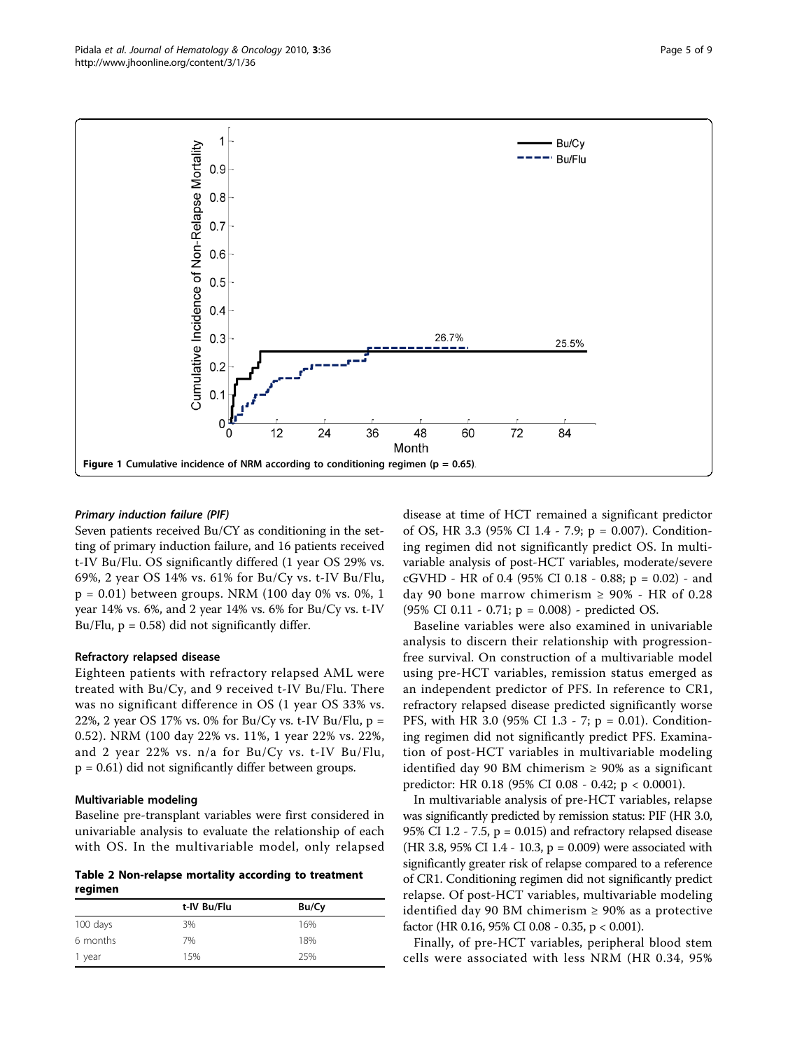Figure 1 Cumulative incidence of NRM according to conditioning regimen (p = 0.65).

### *Primary induction failure (PIF)*

Seven patients received Bu/CY as conditioning in the setting of primary induction failure, and 16 patients received t-IV Bu/Flu. OS significantly differed (1 year OS 29% vs. 69%, 2 year OS 14% vs. 61% for Bu/Cy vs. t-IV Bu/Flu, $p = 0.01$) between groups. NRM (100 day 0% vs. 0%, 1 year 14% vs. 6%, and 2 year 14% vs. 6% for Bu/Cy vs. t-IV Bu/Flu, $p = 0.58$) did not significantly differ.

### Refractory relapsed disease

Eighteen patients with refractory relapsed AML were treated with Bu/Cy, and 9 received t-IV Bu/Flu. There was no significant difference in OS (1 year OS 33% vs. 22%, 2 year OS 17% vs. 0% for Bu/Cy vs. t-IV Bu/Flu, $p = 0.52$). NRM (100 day 22% vs. 11%, 1 year 22% vs. 22%, and 2 year 22% vs. n/a for Bu/Cy vs. t-IV Bu/Flu, $p = 0.61$) did not significantly differ between groups.

### Multivariable modeling

Baseline pre-transplant variables were first considered in univariable analysis to evaluate the relationship of each with OS. In the multivariable model, only relapsed disease at time of HCT remained a significant predictor of OS, HR 3.3 (95% CI 1.4 - 7.9; $p = 0.007$). Conditioning regimen did not significantly predict OS. In multivariable analysis of post-HCT variables, moderate/severe cGVHD - HR of 0.4 (95% CI 0.18 - 0.88; $p = 0.02$) - and day 90 bone marrow chimerism $\geq 90\%$ - HR of 0.28 (95% CI 0.11 - 0.71; $p = 0.008$) - predicted OS.

Baseline variables were also examined in univariable analysis to discern their relationship with progression-free survival. On construction of a multivariable model using pre-HCT variables, remission status emerged as an independent predictor of PFS. In reference to CR1, refractory relapsed disease predicted significantly worse PFS, with HR 3.0 (95% CI 1.3 - 7; $p = 0.01$). Conditioning regimen did not significantly predict PFS. Examination of post-HCT variables in multivariable modeling identified day 90 BM chimerism $\geq 90\%$ as a significant predictor: HR 0.18 (95% CI 0.08 - 0.42; $p < 0.0001$).

In multivariable analysis of pre-HCT variables, relapse was significantly predicted by remission status: PIF (HR 3.0, 95% CI 1.2 - 7.5, $p = 0.015$) and refractory relapsed disease (HR 3.8, 95% CI 1.4 - 10.3, $p = 0.009$) were associated with significantly greater risk of relapse compared to a reference of CR1. Conditioning regimen did not significantly predict relapse. Of post-HCT variables, multivariable modeling identified day 90 BM chimerism $\geq 90\%$ as a protective factor (HR 0.16, 95% CI 0.08 - 0.35, $p < 0.001$).

Finally, of pre-HCT variables, peripheral blood stem cells were associated with less NRM (HR 0.34, 95%

**Table 2 Non-relapse mortality according to treatment regimen**

| | t-IV Bu/Flu | Bu/Cy |
|---|---|---|
| 100 days | 3% | 16% |
| 6 months | 7% | 18% |
| 1 year | 15% | 25% |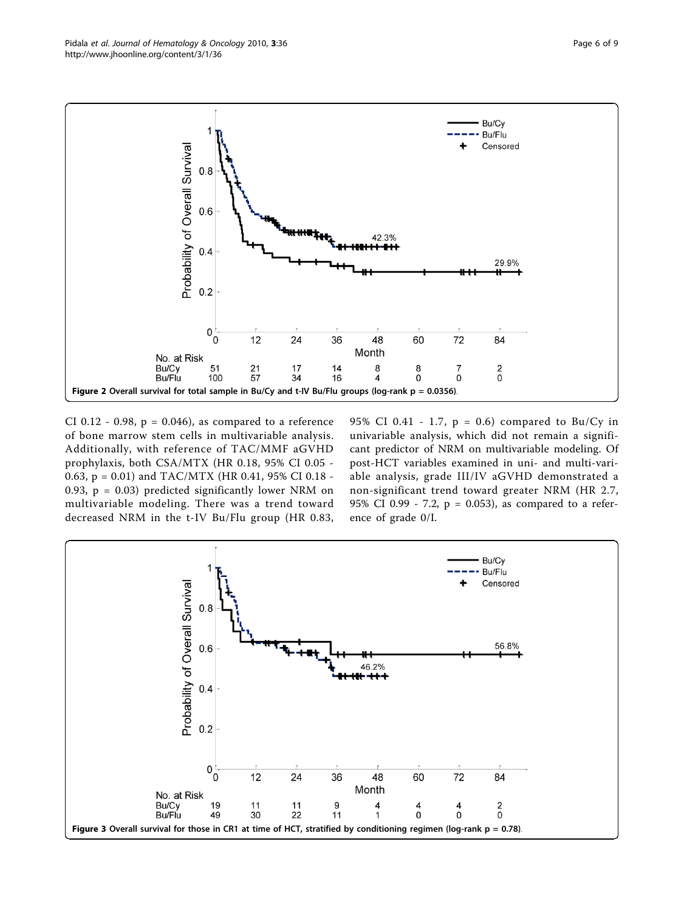Figure 2 Overall survival for total sample in Bu/Cy and t-IV Bu/Flu groups (log-rank p = 0.0356).

CI 0.12 - 0.98, p = 0.046), as compared to a reference of bone marrow stem cells in multivariable analysis. Additionally, with reference of TAC/MMF aGVHD prophylaxis, both CSA/MTX (HR 0.18, 95% CI 0.05 - 0.63, p = 0.01) and TAC/MTX (HR 0.41, 95% CI 0.18 - 0.93, p = 0.03) predicted significantly lower NRM on multivariable modeling. There was a trend toward decreased NRM in the t-IV Bu/Flu group (HR 0.83, 95% CI 0.41 - 1.7, p = 0.6) compared to Bu/Cy in univariable analysis, which did not remain a significant predictor of NRM on multivariable modeling. Of post-HCT variables examined in uni- and multi-variable analysis, grade III/IV aGVHD demonstrated a non-significant trend toward greater NRM (HR 2.7, 95% CI 0.99 - 7.2, p = 0.053), as compared to a reference of grade 0/I.

Figure 3 Overall survival for those in CR1 at time of HCT, stratified by conditioning regimen (log-rank p = 0.78).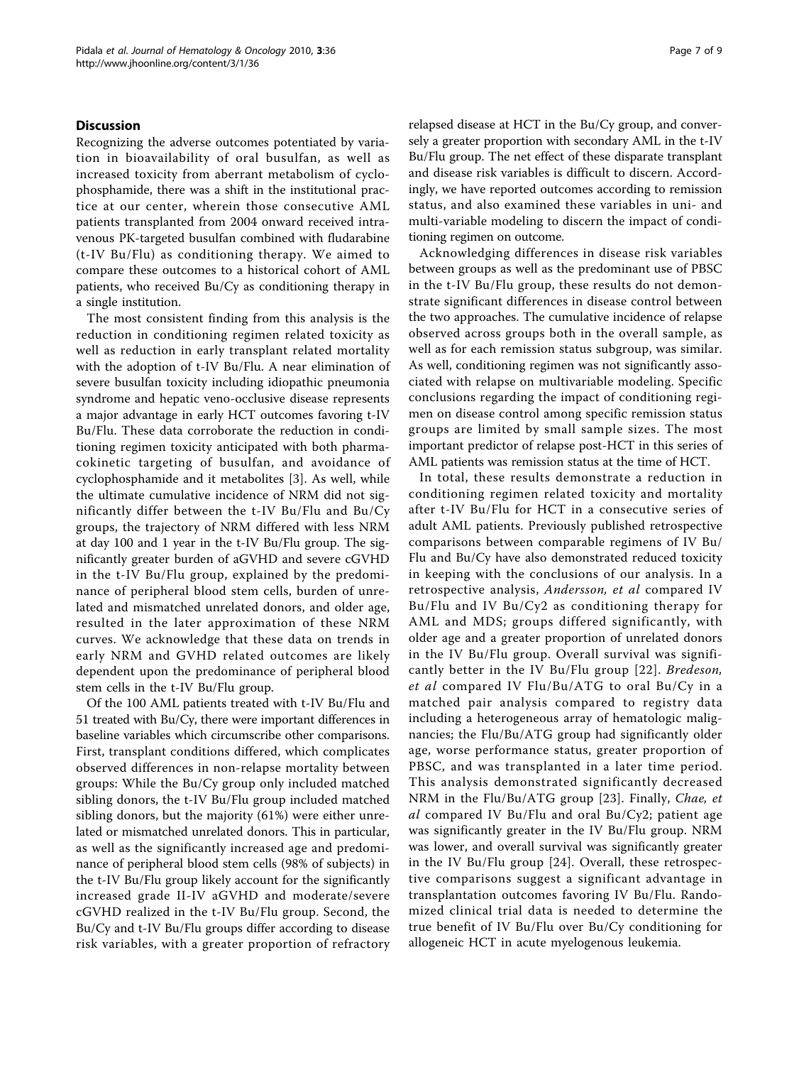## Discussion

Recognizing the adverse outcomes potentiated by variation in bioavailability of oral busulfan, as well as increased toxicity from aberrant metabolism of cyclophosphamide, there was a shift in the institutional practice at our center, wherein those consecutive AML patients transplanted from 2004 onward received intravenous PK-targeted busulfan combined with fludarabine (t-IV Bu/Flu) as conditioning therapy. We aimed to compare these outcomes to a historical cohort of AML patients, who received Bu/Cy as conditioning therapy in a single institution.

The most consistent finding from this analysis is the reduction in conditioning regimen related toxicity as well as reduction in early transplant related mortality with the adoption of t-IV Bu/Flu. A near elimination of severe busulfan toxicity including idiopathic pneumonia syndrome and hepatic veno-occlusive disease represents a major advantage in early HCT outcomes favoring t-IV Bu/Flu. These data corroborate the reduction in conditioning regimen toxicity anticipated with both pharmacokinetic targeting of busulfan, and avoidance of cyclophosphamide and it metabolites [3]. As well, while the ultimate cumulative incidence of NRM did not significantly differ between the t-IV Bu/Flu and Bu/Cy groups, the trajectory of NRM differed with less NRM at day 100 and 1 year in the t-IV Bu/Flu group. The significantly greater burden of aGVHD and severe cGVHD in the t-IV Bu/Flu group, explained by the predominance of peripheral blood stem cells, burden of unrelated and mismatched unrelated donors, and older age, resulted in the later approximation of these NRM curves. We acknowledge that these data on trends in early NRM and GVHD related outcomes are likely dependent upon the predominance of peripheral blood stem cells in the t-IV Bu/Flu group.

Of the 100 AML patients treated with t-IV Bu/Flu and 51 treated with Bu/Cy, there were important differences in baseline variables which circumscribe other comparisons. First, transplant conditions differed, which complicates observed differences in non-relapse mortality between groups: While the Bu/Cy group only included matched sibling donors, the t-IV Bu/Flu group included matched sibling donors, but the majority (61%) were either unrelated or mismatched unrelated donors. This in particular, as well as the significantly increased age and predominance of peripheral blood stem cells (98% of subjects) in the t-IV Bu/Flu group likely account for the significantly increased grade II-IV aGVHD and moderate/severe cGVHD realized in the t-IV Bu/Flu group. Second, the Bu/Cy and t-IV Bu/Flu groups differ according to disease risk variables, with a greater proportion of refractory relapsed disease at HCT in the Bu/Cy group, and conversely a greater proportion with secondary AML in the t-IV Bu/Flu group. The net effect of these disparate transplant and disease risk variables is difficult to discern. Accordingly, we have reported outcomes according to remission status, and also examined these variables in uni- and multi-variable modeling to discern the impact of conditioning regimen on outcome.

Acknowledging differences in disease risk variables between groups as well as the predominant use of PBSC in the t-IV Bu/Flu group, these results do not demonstrate significant differences in disease control between the two approaches. The cumulative incidence of relapse observed across groups both in the overall sample, as well as for each remission status subgroup, was similar. As well, conditioning regimen was not significantly associated with relapse on multivariable modeling. Specific conclusions regarding the impact of conditioning regimen on disease control among specific remission status groups are limited by small sample sizes. The most important predictor of relapse post-HCT in this series of AML patients was remission status at the time of HCT.

In total, these results demonstrate a reduction in conditioning regimen related toxicity and mortality after t-IV Bu/Flu for HCT in a consecutive series of adult AML patients. Previously published retrospective comparisons between comparable regimens of IV Bu/Flu and Bu/Cy have also demonstrated reduced toxicity in keeping with the conclusions of our analysis. In a retrospective analysis, *Andersson, et al* compared IV Bu/Flu and IV Bu/Cy2 as conditioning therapy for AML and MDS; groups differed significantly, with older age and a greater proportion of unrelated donors in the IV Bu/Flu group. Overall survival was significantly better in the IV Bu/Flu group [22]. *Bredeson, et al* compared IV Flu/Bu/ATG to oral Bu/Cy in a matched pair analysis compared to registry data including a heterogeneous array of hematologic malignancies; the Flu/Bu/ATG group had significantly older age, worse performance status, greater proportion of PBSC, and was transplanted in a later time period. This analysis demonstrated significantly decreased NRM in the Flu/Bu/ATG group [23]. Finally, *Chae, et al* compared IV Bu/Flu and oral Bu/Cy2; patient age was significantly greater in the IV Bu/Flu group. NRM was lower, and overall survival was significantly greater in the IV Bu/Flu group [24]. Overall, these retrospective comparisons suggest a significant advantage in transplantation outcomes favoring IV Bu/Flu. Randomized clinical trial data is needed to determine the true benefit of IV Bu/Flu over Bu/Cy conditioning for allogeneic HCT in acute myelogenous leukemia.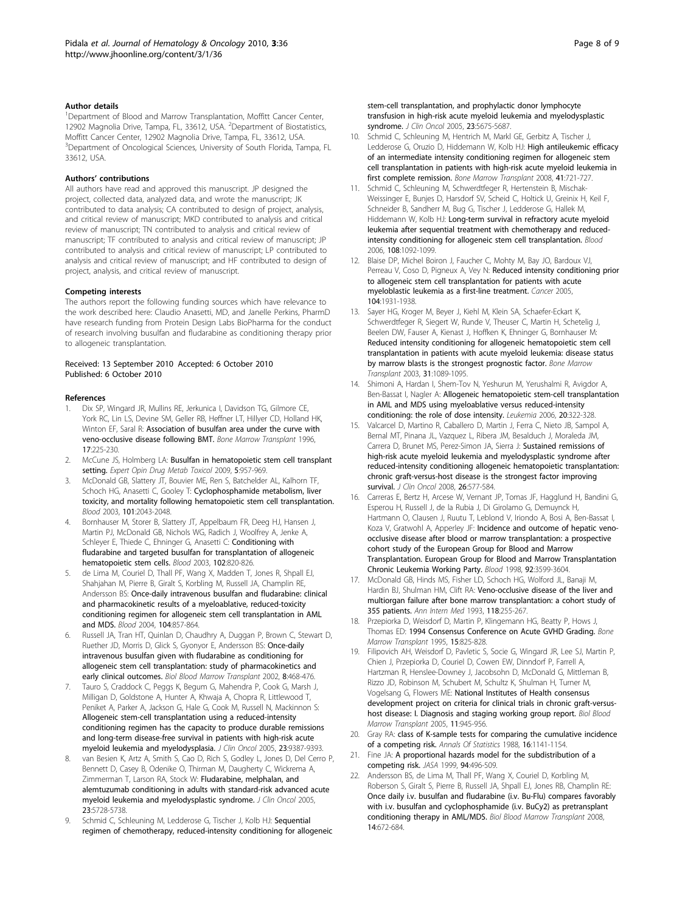#### Author details

[1]Department of Blood and Marrow Transplantation, Moffitt Cancer Center, 12902 Magnolia Drive, Tampa, FL, 33612, USA. [2]Department of Biostatistics, Moffitt Cancer Center, 12902 Magnolia Drive, Tampa, FL, 33612, USA. [3]Department of Oncological Sciences, University of South Florida, Tampa, FL 33612, USA.

#### Authors' contributions

All authors have read and approved this manuscript. JP designed the project, collected data, analyzed data, and wrote the manuscript; JK contributed to data analysis; CA contributed to design of project, analysis, and critical review of manuscript; MKD contributed to analysis and critical review of manuscript; TN contributed to analysis and critical review of manuscript; TF contributed to analysis and critical review of manuscript; JP contributed to analysis and critical review of manuscript; LP contributed to analysis and critical review of manuscript; and HF contributed to design of project, analysis, and critical review of manuscript.

#### Competing interests

The authors report the following funding sources which have relevance to the work described here: Claudio Anasetti, MD, and Janelle Perkins, PharmD have research funding from Protein Design Labs BioPharma for the conduct of research involving busulfan and fludarabine as conditioning therapy prior to allogeneic transplantation.

Received: 13 September 2010 Accepted: 6 October 2010
Published: 6 October 2010

#### References

1. Dix SP, Wingard JR, Mullins RE, Jerkunica I, Davidson TG, Gilmore CE, York RC, Lin LS, Devine SM, Geller RB, Heffner LT, Hillyer CD, Holland HK, Winton EF, Saral R: **Association of busulfan area under the curve with veno-occlusive disease following BMT.** *Bone Marrow Transplant* 1996, **17**:225-230.
2. McCune JS, Holmberg LA: **Busulfan in hematopoietic stem cell transplant setting.** *Expert Opin Drug Metab Toxicol* 2009, **5**:957-969.
3. McDonald GB, Slattery JT, Bouvier ME, Ren S, Batchelder AL, Kalhorn TF, Schoch HG, Anasetti C, Gooley T: **Cyclophosphamide metabolism, liver toxicity, and mortality following hematopoietic stem cell transplantation.** *Blood* 2003, **101**:2043-2048.
4. Bornhauser M, Storer B, Slattery JT, Appelbaum FR, Deeg HJ, Hansen J, Martin PJ, McDonald GB, Nichols WG, Radich J, Woolfrey A, Jenke A, Schleyer E, Thiede C, Ehninger G, Anasetti C: **Conditioning with fludarabine and targeted busulfan for transplantation of allogeneic hematopoietic stem cells.** *Blood* 2003, **102**:820-826.
5. de Lima M, Couriel D, Thall PF, Wang X, Madden T, Jones R, Shpall EJ, Shahjahan M, Pierre B, Giralt S, Korbling M, Russell JA, Champlin RE, Andersson BS: **Once-daily intravenous busulfan and fludarabine: clinical and pharmacokinetic results of a myeloablative, reduced-toxicity conditioning regimen for allogeneic stem cell transplantation in AML and MDS.** *Blood* 2004, **104**:857-864.
6. Russell JA, Tran HT, Quinlan D, Chaudhry A, Duggan P, Brown C, Stewart D, Ruether JD, Morris D, Glick S, Gyonyor E, Andersson BS: **Once-daily intravenous busulfan given with fludarabine as conditioning for allogeneic stem cell transplantation: study of pharmacokinetics and early clinical outcomes.** *Biol Blood Marrow Transplant* 2002, **8**:468-476.
7. Tauro S, Craddock C, Peggs K, Begum G, Mahendra P, Cook G, Marsh J, Milligan D, Goldstone A, Hunter A, Khwaja A, Chopra R, Littlewood T, Peniket A, Parker A, Jackson G, Hale G, Cook M, Russell N, Mackinnon S: **Allogeneic stem-cell transplantation using a reduced-intensity conditioning regimen has the capacity to produce durable remissions and long-term disease-free survival in patients with high-risk acute myeloid leukemia and myelodysplasia.** *J Clin Oncol* 2005, **23**:9387-9393.
8. van Besien K, Artz A, Smith S, Cao D, Rich S, Godley L, Jones D, Del Cerro P, Bennett D, Casey B, Odenike O, Thirman M, Daugherty C, Wickrema A, Zimmerman T, Larson RA, Stock W: **Fludarabine, melphalan, and alemtuzumab conditioning in adults with standard-risk advanced acute myeloid leukemia and myelodysplastic syndrome.** *J Clin Oncol* 2005, **23**:5728-5738.
9. Schmid C, Schleuning M, Ledderose G, Tischer J, Kolb HJ: **Sequential regimen of chemotherapy, reduced-intensity conditioning for allogeneic stem-cell transplantation, and prophylactic donor lymphocyte transfusion in high-risk acute myeloid leukemia and myelodysplastic syndrome.** *J Clin Oncol* 2005, **23**:5675-5687.
10. Schmid C, Schleuning M, Hentrich M, Markl GE, Gerbitz A, Tischer J, Ledderose G, Oruzio D, Hiddemann W, Kolb HJ: **High antileukemic efficacy of an intermediate intensity conditioning regimen for allogeneic stem cell transplantation in patients with high-risk acute myeloid leukemia in first complete remission.** *Bone Marrow Transplant* 2008, **41**:721-727.
11. Schmid C, Schleuning M, Schwerdtfeger R, Hertenstein B, Mischak-Weissinger E, Bunjes D, Harsdorf SV, Scheid C, Holtick U, Greinix H, Keil F, Schneider B, Sandherr M, Bug G, Tischer J, Ledderose G, Hallek M, Hiddemann W, Kolb HJ: **Long-term survival in refractory acute myeloid leukemia after sequential treatment with chemotherapy and reduced-intensity conditioning for allogeneic stem cell transplantation.** *Blood* 2006, **108**:1092-1099.
12. Blaise DP, Michel Boiron J, Faucher C, Mohty M, Bay JO, Bardoux VJ, Perreau V, Coso D, Pigneux A, Vey N: **Reduced intensity conditioning prior to allogeneic stem cell transplantation for patients with acute myeloblastic leukemia as a first-line treatment.** *Cancer* 2005, **104**:1931-1938.
13. Sayer HG, Kroger M, Beyer J, Kiehl M, Klein SA, Schaefer-Eckart K, Schwerdtfeger R, Siegert W, Runde V, Theuser C, Martin H, Schetelig J, Beelen DW, Fauser A, Kienast J, Hoffken K, Ehninger G, Bornhauser M: **Reduced intensity conditioning for allogeneic hematopoietic stem cell transplantation in patients with acute myeloid leukemia: disease status by marrow blasts is the strongest prognostic factor.** *Bone Marrow Transplant* 2003, **31**:1089-1095.
14. Shimoni A, Hardan I, Shem-Tov N, Yeshurun M, Yerushalmi R, Avigdor A, Ben-Bassat I, Nagler A: **Allogeneic hematopoietic stem-cell transplantation in AML and MDS using myeloablative versus reduced-intensity conditioning: the role of dose intensity.** *Leukemia* 2006, **20**:322-328.
15. Valcarcel D, Martino R, Caballero D, Martin J, Ferra C, Nieto JB, Sampol A, Bernal MT, Pinana JL, Vazquez L, Ribera JM, Besalduch J, Moraleda JM, Carrera D, Brunet MS, Perez-Simon JA, Sierra J: **Sustained remissions of high-risk acute myeloid leukemia and myelodysplastic syndrome after reduced-intensity conditioning allogeneic hematopoietic transplantation: chronic graft-versus-host disease is the strongest factor improving survival.** *J Clin Oncol* 2008, **26**:577-584.
16. Carreras E, Bertz H, Arcese W, Vernant JP, Tomas JF, Hagglund H, Bandini G, Esperou H, Russell J, de la Rubia J, Di Girolamo G, Demuynck H, Hartmann O, Clausen J, Ruutu T, Leblond V, Iriondo A, Bosi A, Ben-Bassat I, Koza V, Gratwohl A, Apperley JF: **Incidence and outcome of hepatic veno-occlusive disease after blood or marrow transplantation: a prospective cohort study of the European Group for Blood and Marrow Transplantation. European Group for Blood and Marrow Transplantation Chronic Leukemia Working Party.** *Blood* 1998, **92**:3599-3604.
17. McDonald GB, Hinds MS, Fisher LD, Schoch HG, Wolford JL, Banaji M, Hardin BJ, Shulman HM, Clift RA: **Veno-occlusive disease of the liver and multiorgan failure after bone marrow transplantation: a cohort study of 355 patients.** *Ann Intern Med* 1993, **118**:255-267.
18. Przepiorka D, Weisdorf D, Martin P, Klingemann HG, Beatty P, Hows J, Thomas ED: **1994 Consensus Conference on Acute GVHD Grading.** *Bone Marrow Transplant* 1995, **15**:825-828.
19. Filipovich AH, Weisdorf D, Pavletic S, Socie G, Wingard JR, Lee SJ, Martin P, Chien J, Przepiorka D, Couriel D, Cowen EW, Dinndorf P, Farrell A, Hartzman R, Henslee-Downey J, Jacobsohn D, McDonald G, Mittleman B, Rizzo JD, Robinson M, Schubert M, Schultz K, Shulman H, Turner M, Vogelsang G, Flowers ME: **National Institutes of Health consensus development project on criteria for clinical trials in chronic graft-versus-host disease: I. Diagnosis and staging working group report.** *Biol Blood Marrow Transplant* 2005, **11**:945-956.
20. Gray RA: **class of K-sample tests for comparing the cumulative incidence of a competing risk.** *Annals Of Statistics* 1988, **16**:1141-1154.
21. Fine JA: **A proportional hazards model for the subdistribution of a competing risk.** *JASA* 1999, **94**:496-509.
22. Andersson BS, de Lima M, Thall PF, Wang X, Couriel D, Korbling M, Roberson S, Giralt S, Pierre B, Russell JA, Shpall EJ, Jones RB, Champlin RE: **Once daily i.v. busulfan and fludarabine (i.v. Bu-Flu) compares favorably with i.v. busulfan and cyclophosphamide (i.v. BuCy2) as pretransplant conditioning therapy in AML/MDS.** *Biol Blood Marrow Transplant* 2008, **14**:672-684.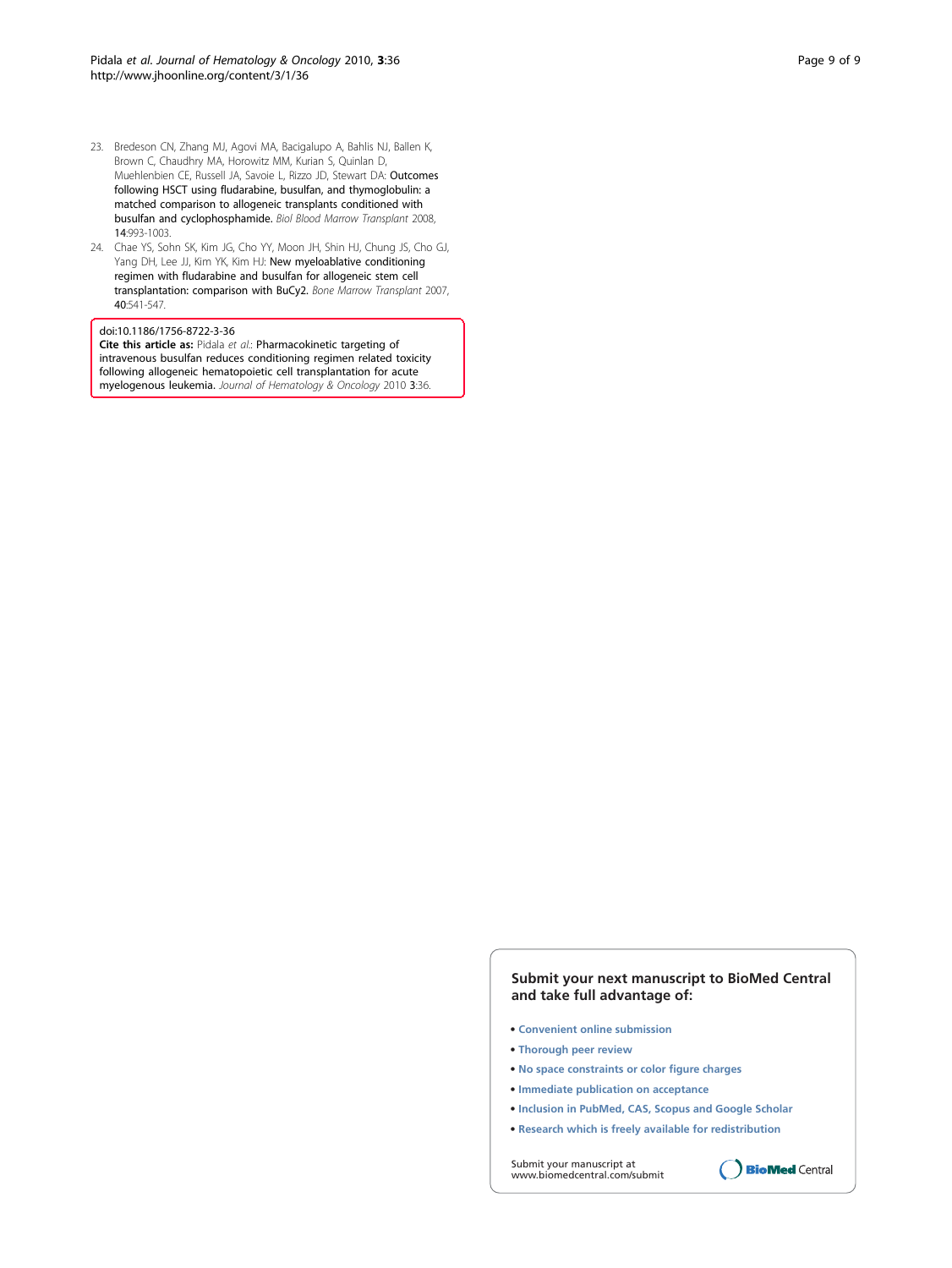23. Bredeson CN, Zhang MJ, Agovi MA, Bacigalupo A, Bahlis NJ, Ballen K, Brown C, Chaudhry MA, Horowitz MM, Kurian S, Quinlan D, Muehlenbien CE, Russell JA, Savoie L, Rizzo JD, Stewart DA: **Outcomes following HSCT using fludarabine, busulfan, and thymoglobulin: a matched comparison to allogeneic transplants conditioned with busulfan and cyclophosphamide.** *Biol Blood Marrow Transplant* 2008, **14**:993-1003.
24. Chae YS, Sohn SK, Kim JG, Cho YY, Moon JH, Shin HJ, Chung JS, Cho GJ, Yang DH, Lee JJ, Kim YK, Kim HJ: **New myeloablative conditioning regimen with fludarabine and busulfan for allogeneic stem cell transplantation: comparison with BuCy2.** *Bone Marrow Transplant* 2007, **40**:541-547.

doi:10.1186/1756-8722-3-36
**Cite this article as:** Pidala *et al.*: Pharmacokinetic targeting of intravenous busulfan reduces conditioning regimen related toxicity following allogeneic hematopoietic cell transplantation for acute myelogenous leukemia. *Journal of Hematology & Oncology* 2010 **3**:36.

**Submit your next manuscript to BioMed Central and take full advantage of:**

- Convenient online submission
- Thorough peer review
- No space constraints or color figure charges
- Immediate publication on acceptance
- Inclusion in PubMed, CAS, Scopus and Google Scholar
- Research which is freely available for redistribution

Submit your manuscript at
www.biomedcentral.com/submit

BioMed Central